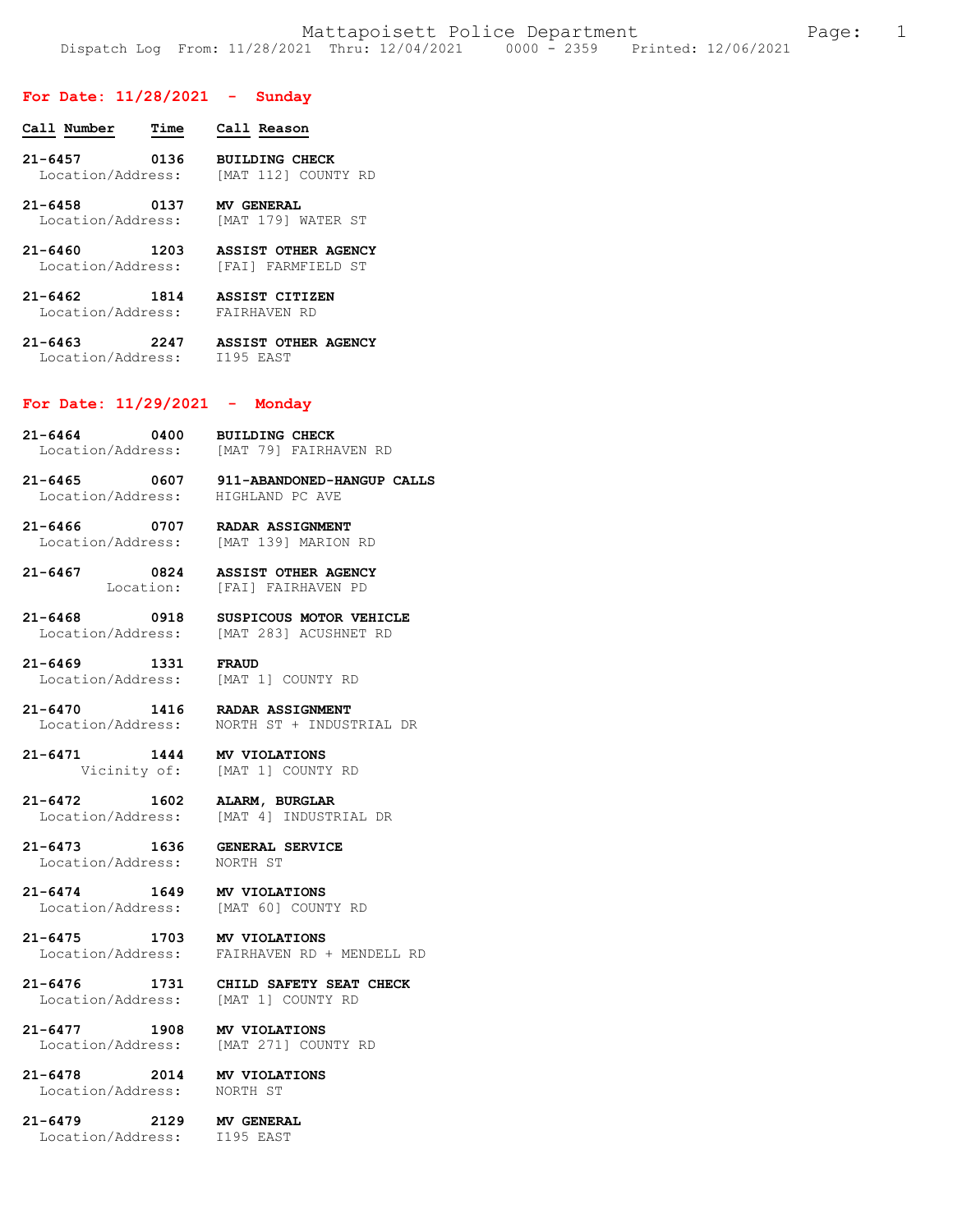Mattapoisett Police Department

Dispatch Log From: 11/28/2021 Thru: 12/04/2021 0000 - 2359 Printed: 12/06/2021

## For Date: 11/28/2021 - Sunday

| Call Number | Time | Call Reason |
|---|---|---|
| 21-6457 | 0136 | **BUILDING CHECK** |
| Location/Address: | | [MAT 112] COUNTY RD |
| 21-6458 | 0137 | **MV GENERAL** |
| Location/Address: | | [MAT 179] WATER ST |
| 21-6460 | 1203 | **ASSIST OTHER AGENCY** |
| Location/Address: | | [FAI] FARMFIELD ST |
| 21-6462 | 1814 | **ASSIST CITIZEN** |
| Location/Address: | | FAIRHAVEN RD |
| 21-6463 | 2247 | **ASSIST OTHER AGENCY** |
| Location/Address: | | I195 EAST |

## For Date: 11/29/2021 - Monday

| Call Number | Time | Call Reason |
|---|---|---|
| 21-6464 | 0400 | **BUILDING CHECK** |
| Location/Address: | | [MAT 79] FAIRHAVEN RD |
| 21-6465 | 0607 | **911-ABANDONED-HANGUP CALLS** |
| Location/Address: | | HIGHLAND PC AVE |
| 21-6466 | 0707 | **RADAR ASSIGNMENT** |
| Location/Address: | | [MAT 139] MARION RD |
| 21-6467 | 0824 | **ASSIST OTHER AGENCY** |
| Location: | | [FAI] FAIRHAVEN PD |
| 21-6468 | 0918 | **SUSPICOUS MOTOR VEHICLE** |
| Location/Address: | | [MAT 283] ACUSHNET RD |
| 21-6469 | 1331 | **FRAUD** |
| Location/Address: | | [MAT 1] COUNTY RD |
| 21-6470 | 1416 | **RADAR ASSIGNMENT** |
| Location/Address: | | NORTH ST + INDUSTRIAL DR |
| 21-6471 | 1444 | **MV VIOLATIONS** |
| Vicinity of: | | [MAT 1] COUNTY RD |
| 21-6472 | 1602 | **ALARM, BURGLAR** |
| Location/Address: | | [MAT 4] INDUSTRIAL DR |
| 21-6473 | 1636 | **GENERAL SERVICE** |
| Location/Address: | | NORTH ST |
| 21-6474 | 1649 | **MV VIOLATIONS** |
| Location/Address: | | [MAT 60] COUNTY RD |
| 21-6475 | 1703 | **MV VIOLATIONS** |
| Location/Address: | | FAIRHAVEN RD + MENDELL RD |
| 21-6476 | 1731 | **CHILD SAFETY SEAT CHECK** |
| Location/Address: | | [MAT 1] COUNTY RD |
| 21-6477 | 1908 | **MV VIOLATIONS** |
| Location/Address: | | [MAT 271] COUNTY RD |
| 21-6478 | 2014 | **MV VIOLATIONS** |
| Location/Address: | | NORTH ST |
| 21-6479 | 2129 | **MV GENERAL** |
| Location/Address: | | I195 EAST |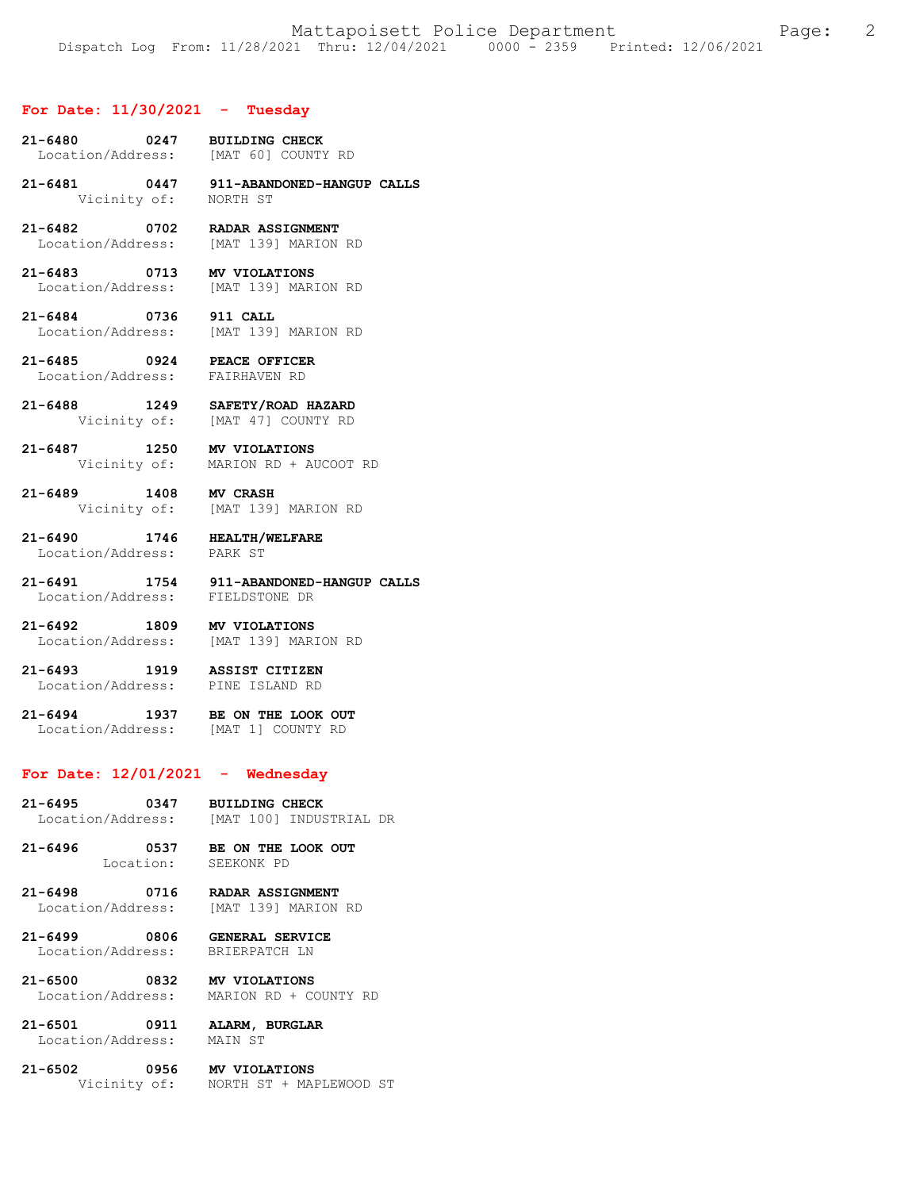## For Date: 11/30/2021 - Tuesday

**21-6480 0247 BUILDING CHECK**
Location/Address: [MAT 60] COUNTY RD

**21-6481 0447 911-ABANDONED-HANGUP CALLS**
Vicinity of: NORTH ST

**21-6482 0702 RADAR ASSIGNMENT**
Location/Address: [MAT 139] MARION RD

**21-6483 0713 MV VIOLATIONS**
Location/Address: [MAT 139] MARION RD

**21-6484 0736 911 CALL**
Location/Address: [MAT 139] MARION RD

**21-6485 0924 PEACE OFFICER**
Location/Address: FAIRHAVEN RD

**21-6488 1249 SAFETY/ROAD HAZARD**
Vicinity of: [MAT 47] COUNTY RD

**21-6487 1250 MV VIOLATIONS**
Vicinity of: MARION RD + AUCOOT RD

**21-6489 1408 MV CRASH**
Vicinity of: [MAT 139] MARION RD

**21-6490 1746 HEALTH/WELFARE**
Location/Address: PARK ST

**21-6491 1754 911-ABANDONED-HANGUP CALLS**
Location/Address: FIELDSTONE DR

**21-6492 1809 MV VIOLATIONS**
Location/Address: [MAT 139] MARION RD

**21-6493 1919 ASSIST CITIZEN**
Location/Address: PINE ISLAND RD

**21-6494 1937 BE ON THE LOOK OUT**
Location/Address: [MAT 1] COUNTY RD

## For Date: 12/01/2021 - Wednesday

**21-6495 0347 BUILDING CHECK**
Location/Address: [MAT 100] INDUSTRIAL DR

**21-6496 0537 BE ON THE LOOK OUT**
Location: SEEKONK PD

**21-6498 0716 RADAR ASSIGNMENT**
Location/Address: [MAT 139] MARION RD

**21-6499 0806 GENERAL SERVICE**
Location/Address: BRIERPATCH LN

**21-6500 0832 MV VIOLATIONS**
Location/Address: MARION RD + COUNTY RD

**21-6501 0911 ALARM, BURGLAR**
Location/Address: MAIN ST

**21-6502 0956 MV VIOLATIONS**
Vicinity of: NORTH ST + MAPLEWOOD ST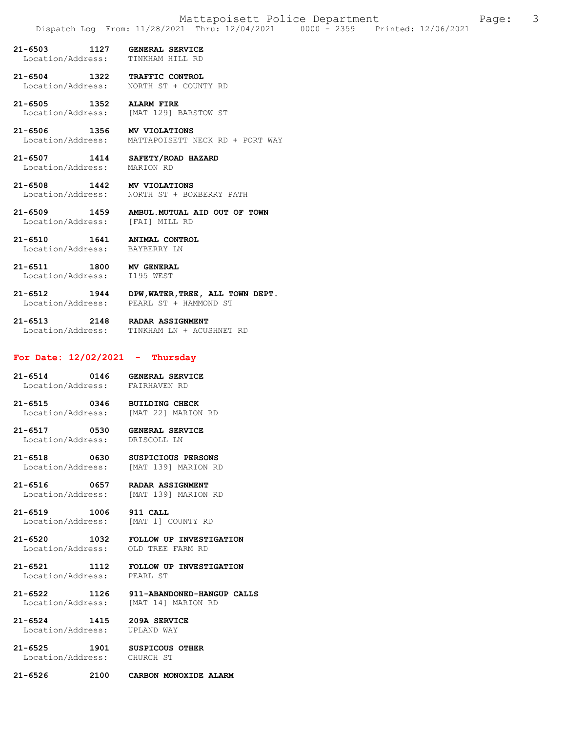**21-6503 1127 GENERAL SERVICE**
Location/Address: TINKHAM HILL RD

**21-6504 1322 TRAFFIC CONTROL**
Location/Address: NORTH ST + COUNTY RD

**21-6505 1352 ALARM FIRE**
Location/Address: [MAT 129] BARSTOW ST

**21-6506 1356 MV VIOLATIONS**
Location/Address: MATTAPOISETT NECK RD + PORT WAY

**21-6507 1414 SAFETY/ROAD HAZARD**
Location/Address: MARION RD

**21-6508 1442 MV VIOLATIONS**
Location/Address: NORTH ST + BOXBERRY PATH

**21-6509 1459 AMBUL.MUTUAL AID OUT OF TOWN**
Location/Address: [FAI] MILL RD

**21-6510 1641 ANIMAL CONTROL**
Location/Address: BAYBERRY LN

**21-6511 1800 MV GENERAL**
Location/Address: I195 WEST

**21-6512 1944 DPW,WATER,TREE, ALL TOWN DEPT.**
Location/Address: PEARL ST + HAMMOND ST

**21-6513 2148 RADAR ASSIGNMENT**
Location/Address: TINKHAM LN + ACUSHNET RD

## For Date: 12/02/2021 - Thursday

**21-6514 0146 GENERAL SERVICE**
Location/Address: FAIRHAVEN RD

**21-6515 0346 BUILDING CHECK**
Location/Address: [MAT 22] MARION RD

**21-6517 0530 GENERAL SERVICE**
Location/Address: DRISCOLL LN

**21-6518 0630 SUSPICIOUS PERSONS**
Location/Address: [MAT 139] MARION RD

**21-6516 0657 RADAR ASSIGNMENT**
Location/Address: [MAT 139] MARION RD

**21-6519 1006 911 CALL**
Location/Address: [MAT 1] COUNTY RD

**21-6520 1032 FOLLOW UP INVESTIGATION**
Location/Address: OLD TREE FARM RD

**21-6521 1112 FOLLOW UP INVESTIGATION**
Location/Address: PEARL ST

**21-6522 1126 911-ABANDONED-HANGUP CALLS**
Location/Address: [MAT 14] MARION RD

**21-6524 1415 209A SERVICE**
Location/Address: UPLAND WAY

**21-6525 1901 SUSPICOUS OTHER**
Location/Address: CHURCH ST

**21-6526 2100 CARBON MONOXIDE ALARM**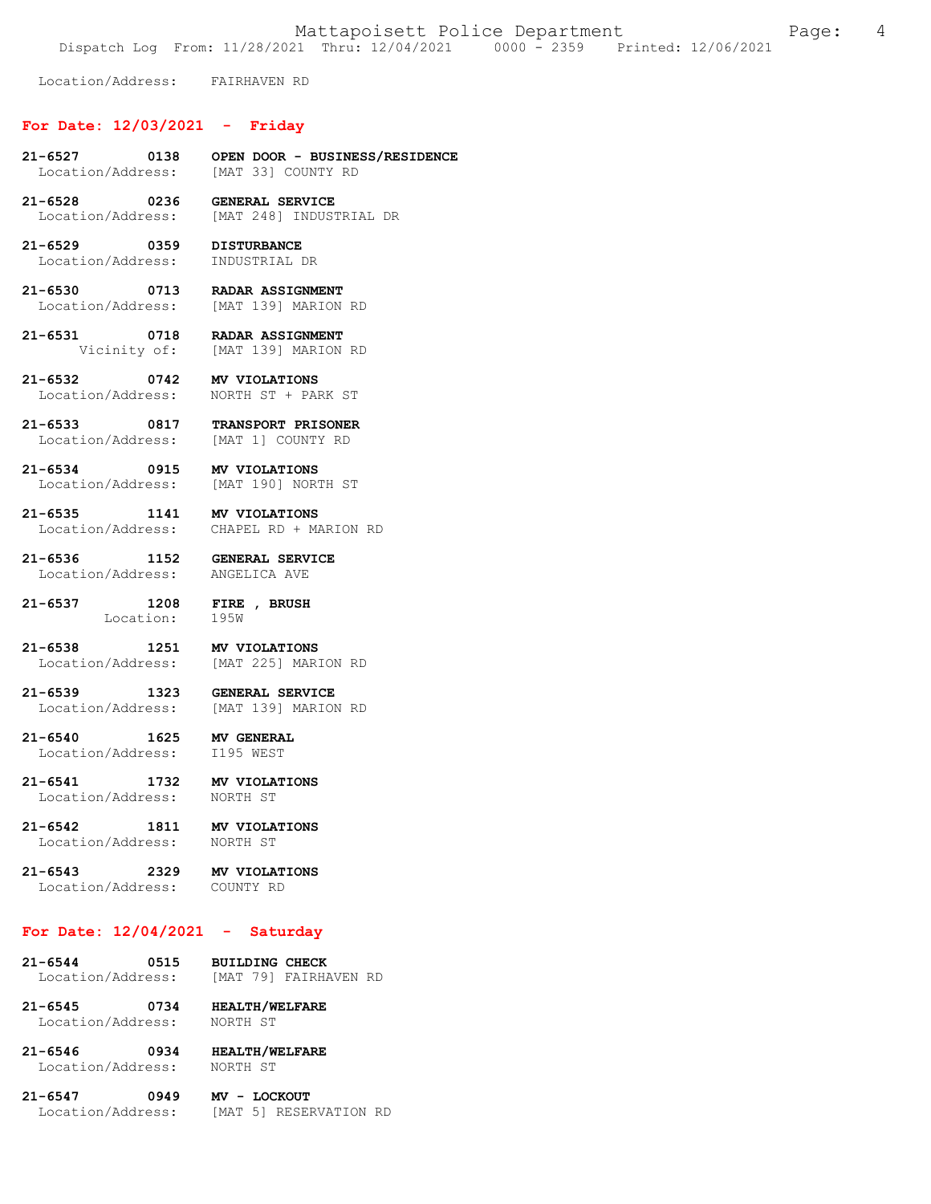Location/Address: FAIRHAVEN RD

## For Date: 12/03/2021 - Friday

**21-6527 0138 OPEN DOOR - BUSINESS/RESIDENCE**
Location/Address: [MAT 33] COUNTY RD

**21-6528 0236 GENERAL SERVICE**
Location/Address: [MAT 248] INDUSTRIAL DR

**21-6529 0359 DISTURBANCE**
Location/Address: INDUSTRIAL DR

**21-6530 0713 RADAR ASSIGNMENT**
Location/Address: [MAT 139] MARION RD

**21-6531 0718 RADAR ASSIGNMENT**
Vicinity of: [MAT 139] MARION RD

**21-6532 0742 MV VIOLATIONS**
Location/Address: NORTH ST + PARK ST

**21-6533 0817 TRANSPORT PRISONER**
Location/Address: [MAT 1] COUNTY RD

**21-6534 0915 MV VIOLATIONS**
Location/Address: [MAT 190] NORTH ST

**21-6535 1141 MV VIOLATIONS**
Location/Address: CHAPEL RD + MARION RD

**21-6536 1152 GENERAL SERVICE**
Location/Address: ANGELICA AVE

**21-6537 1208 FIRE , BRUSH**
Location: 195W

**21-6538 1251 MV VIOLATIONS**
Location/Address: [MAT 225] MARION RD

**21-6539 1323 GENERAL SERVICE**
Location/Address: [MAT 139] MARION RD

**21-6540 1625 MV GENERAL**
Location/Address: I195 WEST

**21-6541 1732 MV VIOLATIONS**
Location/Address: NORTH ST

**21-6542 1811 MV VIOLATIONS**
Location/Address: NORTH ST

**21-6543 2329 MV VIOLATIONS**
Location/Address: COUNTY RD

## For Date: 12/04/2021 - Saturday

**21-6544 0515 BUILDING CHECK**
Location/Address: [MAT 79] FAIRHAVEN RD

**21-6545 0734 HEALTH/WELFARE**
Location/Address: NORTH ST

**21-6546 0934 HEALTH/WELFARE**
Location/Address: NORTH ST

**21-6547 0949 MV - LOCKOUT**
Location/Address: [MAT 5] RESERVATION RD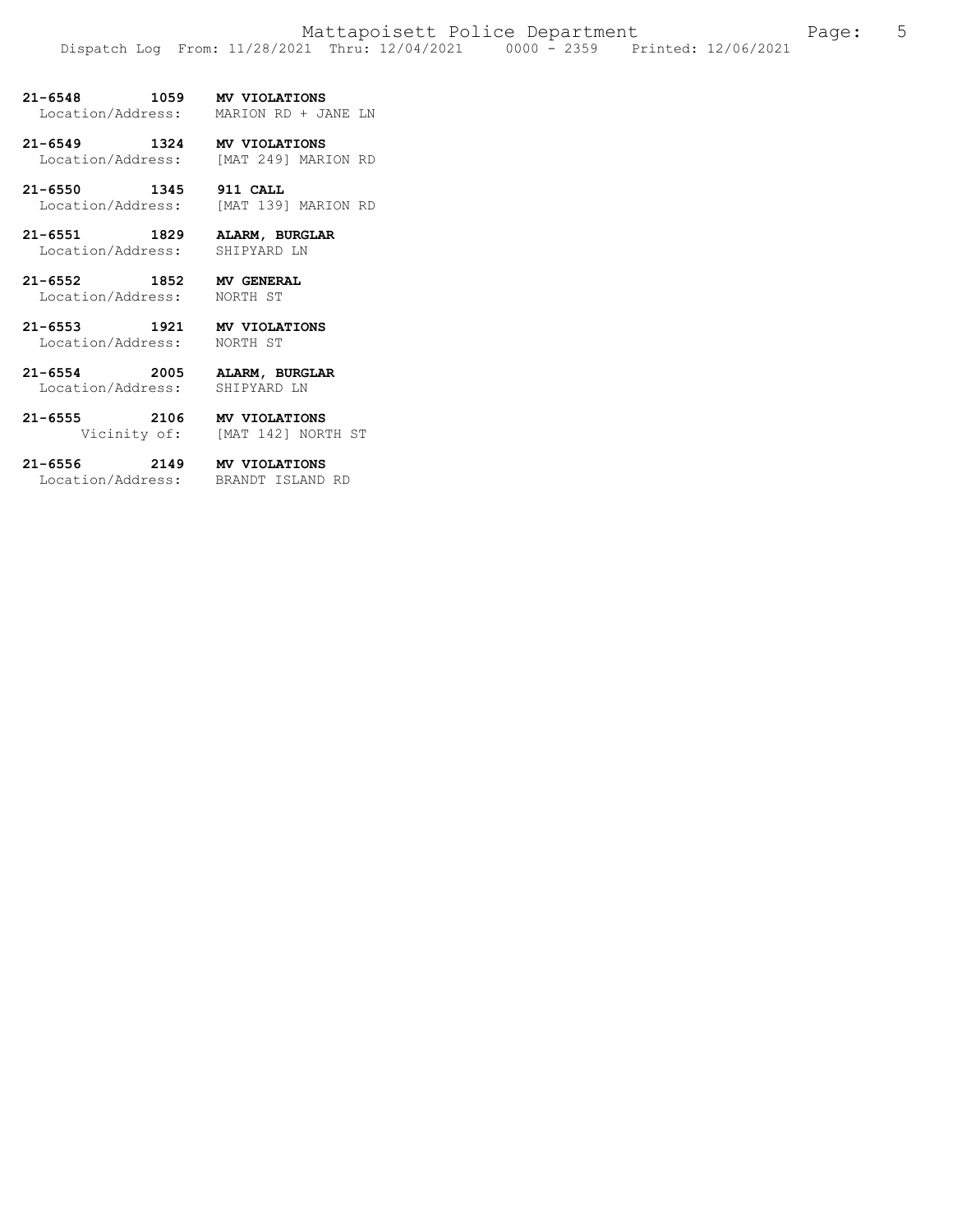**21-6548 1059 MV VIOLATIONS**
Location/Address: MARION RD + JANE LN

**21-6549 1324 MV VIOLATIONS**
Location/Address: [MAT 249] MARION RD

**21-6550 1345 911 CALL**
Location/Address: [MAT 139] MARION RD

**21-6551 1829 ALARM, BURGLAR**
Location/Address: SHIPYARD LN

**21-6552 1852 MV GENERAL**
Location/Address: NORTH ST

**21-6553 1921 MV VIOLATIONS**
Location/Address: NORTH ST

**21-6554 2005 ALARM, BURGLAR**
Location/Address: SHIPYARD LN

**21-6555 2106 MV VIOLATIONS**
Vicinity of: [MAT 142] NORTH ST

**21-6556 2149 MV VIOLATIONS**
Location/Address: BRANDT ISLAND RD